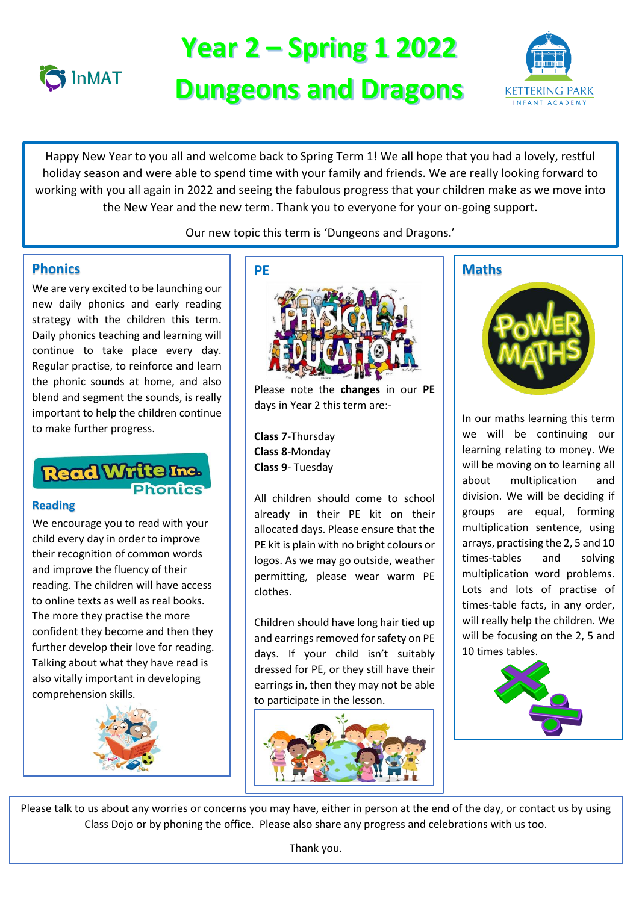# Year 2 – Spring 1 2022

# Dungeons and Dragons

Happy New Year to you all and welcome back to Spring Term 1! We all hope that you had a lovely, restful holiday season and were able to spend time with your family and friends. We are really looking forward to working with you all again in 2022 and seeing the fabulous progress that your children make as we move into the New Year and the new term. Thank you to everyone for your on-going support.

Our new topic this term is 'Dungeons and Dragons.'

## Phonics

We are very excited to be launching our new daily phonics and early reading strategy with the children this term. Daily phonics teaching and learning will continue to take place every day. Regular practise, to reinforce and learn the phonic sounds at home, and also blend and segment the sounds, is really important to help the children continue to make further progress.

### Reading

We encourage you to read with your child every day in order to improve their recognition of common words and improve the fluency of their reading. The children will have access to online texts as well as real books. The more they practise the more confident they become and then they further develop their love for reading. Talking about what they have read is also vitally important in developing comprehension skills.

## PE

Please note the **changes** in our **PE** days in Year 2 this term are:-

**Class 7**-Thursday
**Class 8**-Monday
**Class 9**- Tuesday

All children should come to school already in their PE kit on their allocated days. Please ensure that the PE kit is plain with no bright colours or logos. As we may go outside, weather permitting, please wear warm PE clothes.

Children should have long hair tied up and earrings removed for safety on PE days. If your child isn't suitably dressed for PE, or they still have their earrings in, then they may not be able to participate in the lesson.

## Maths

In our maths learning this term we will be continuing our learning relating to money. We will be moving on to learning all about multiplication and division. We will be deciding if groups are equal, forming multiplication sentence, using arrays, practising the 2, 5 and 10 times-tables and solving multiplication word problems. Lots and lots of practise of times-table facts, in any order, will really help the children. We will be focusing on the 2, 5 and 10 times tables.

Please talk to us about any worries or concerns you may have, either in person at the end of the day, or contact us by using Class Dojo or by phoning the office. Please also share any progress and celebrations with us too.

Thank you.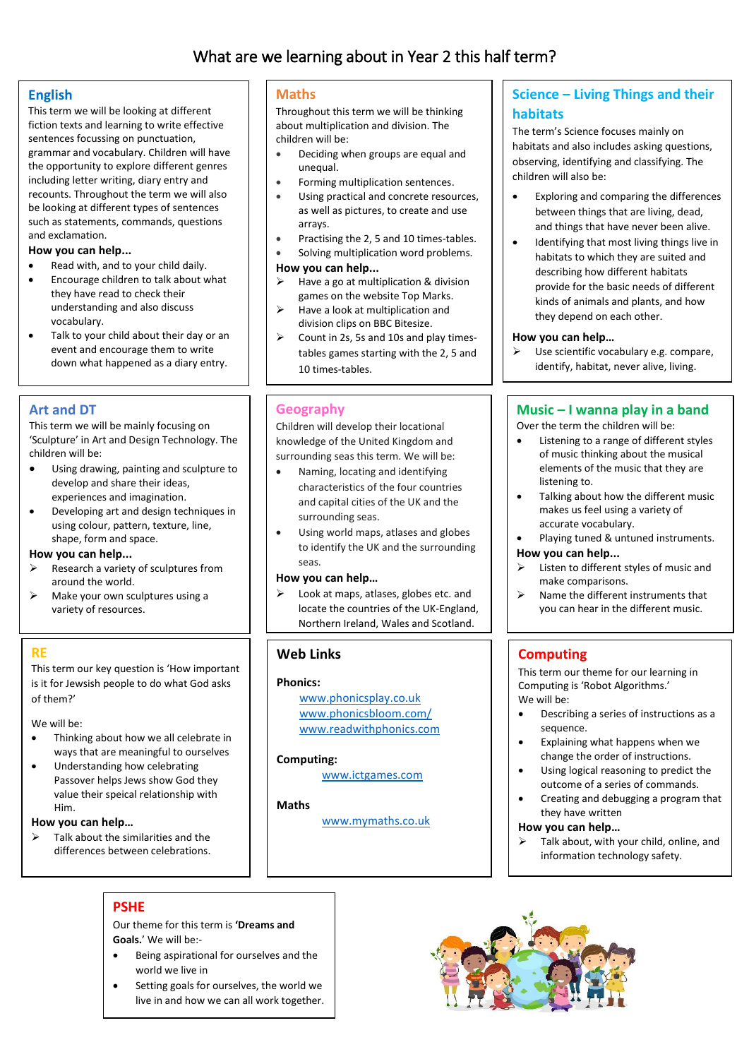# What are we learning about in Year 2 this half term?

## English

This term we will be looking at different fiction texts and learning to write effective sentences focussing on punctuation, grammar and vocabulary. Children will have the opportunity to explore different genres including letter writing, diary entry and recounts. Throughout the term we will also be looking at different types of sentences such as statements, commands, questions and exclamation.

**How you can help...**

- Read with, and to your child daily.
- Encourage children to talk about what they have read to check their understanding and also discuss vocabulary.
- Talk to your child about their day or an event and encourage them to write down what happened as a diary entry.

## Maths

Throughout this term we will be thinking about multiplication and division. The children will be:

- Deciding when groups are equal and unequal.
- Forming multiplication sentences.
- Using practical and concrete resources, as well as pictures, to create and use arrays.
- Practising the 2, 5 and 10 times-tables.
- Solving multiplication word problems.

**How you can help...**

- Have a go at multiplication & division games on the website Top Marks.
- Have a look at multiplication and division clips on BBC Bitesize.
- Count in 2s, 5s and 10s and play times-tables games starting with the 2, 5 and 10 times-tables.

## Science – Living Things and their habitats

The term's Science focuses mainly on habitats and also includes asking questions, observing, identifying and classifying. The children will also be:

- Exploring and comparing the differences between things that are living, dead, and things that have never been alive.
- Identifying that most living things live in habitats to which they are suited and describing how different habitats provide for the basic needs of different kinds of animals and plants, and how they depend on each other.

**How you can help…**

- Use scientific vocabulary e.g. compare, identify, habitat, never alive, living.

## Art and DT

This term we will be mainly focusing on 'Sculpture' in Art and Design Technology. The children will be:

- Using drawing, painting and sculpture to develop and share their ideas, experiences and imagination.
- Developing art and design techniques in using colour, pattern, texture, line, shape, form and space.

**How you can help...**

- Research a variety of sculptures from around the world.
- Make your own sculptures using a variety of resources.

## Geography

Children will develop their locational knowledge of the United Kingdom and surrounding seas this term. We will be:

- Naming, locating and identifying characteristics of the four countries and capital cities of the UK and the surrounding seas.
- Using world maps, atlases and globes to identify the UK and the surrounding seas.

**How you can help…**

- Look at maps, atlases, globes etc. and locate the countries of the UK-England, Northern Ireland, Wales and Scotland.

## Music – I wanna play in a band

Over the term the children will be:

- Listening to a range of different styles of music thinking about the musical elements of the music that they are listening to.
- Talking about how the different music makes us feel using a variety of accurate vocabulary.
- Playing tuned & untuned instruments.

**How you can help...**

- Listen to different styles of music and make comparisons.
- Name the different instruments that you can hear in the different music.

## RE

This term our key question is 'How important is it for Jewsish people to do what God asks of them?'

We will be:

- Thinking about how we all celebrate in ways that are meaningful to ourselves
- Understanding how celebrating Passover helps Jews show God they value their speical relationship with Him.

**How you can help…**

- Talk about the similarities and the differences between celebrations.

## Web Links

**Phonics:**

www.phonicsplay.co.uk
www.phonicsbloom.com/
www.readwithphonics.com

**Computing:**

www.ictgames.com

**Maths**

www.mymaths.co.uk

## Computing

This term our theme for our learning in Computing is 'Robot Algorithms.'
We will be:

- Describing a series of instructions as a sequence.
- Explaining what happens when we change the order of instructions.
- Using logical reasoning to predict the outcome of a series of commands.
- Creating and debugging a program that they have written

**How you can help…**

- Talk about, with your child, online, and information technology safety.

## PSHE

Our theme for this term is **'Dreams and Goals.'** We will be:-

- Being aspirational for ourselves and the world we live in
- Setting goals for ourselves, the world we live in and how we can all work together.